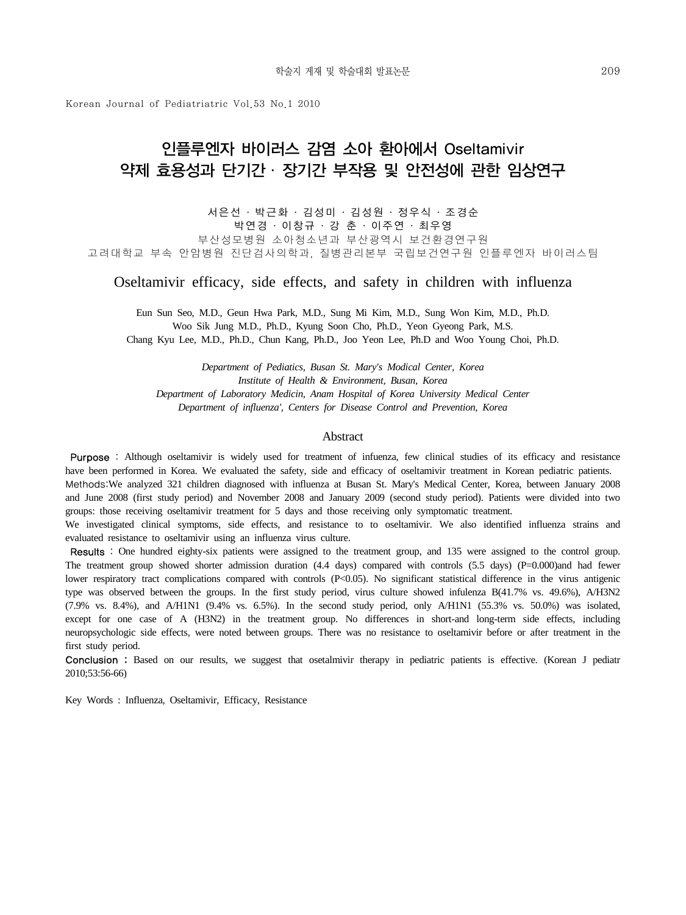Korean Journal of Pediatriatric Vol.53 No.1 2010

# 인플루엔자 바이러스 감염 소아 환아에서 Oseltamivir 약제 효용성과 단기간 · 장기간 부작용 및 안전성에 관한 임상연구

서은선 · 박근화 · 김성미 · 김성원 · 정우식 · 조경순
박연경 · 이창규 · 강 춘 · 이주연 · 최우영

부산성모병원 소아청소년과 부산광역시 보건환경연구원
고려대학교 부속 안암병원 진단검사의학과, 질병관리본부 국립보건연구원 인플루엔자 바이러스팀

## Oseltamivir efficacy, side effects, and safety in children with influenza

Eun Sun Seo, M.D., Geun Hwa Park, M.D., Sung Mi Kim, M.D., Sung Won Kim, M.D., Ph.D.
Woo Sik Jung M.D., Ph.D., Kyung Soon Cho, Ph.D., Yeon Gyeong Park, M.S.
Chang Kyu Lee, M.D., Ph.D., Chun Kang, Ph.D., Joo Yeon Lee, Ph.D and Woo Young Choi, Ph.D.

*Department of Pediatics, Busan St. Mary's Modical Center, Korea*
*Institute of Health & Environment, Busan, Korea*
*Department of Laboratory Medicin, Anam Hospital of Korea University Medical Center*
*Department of influenza', Centers for Disease Control and Prevention, Korea*

### Abstract

**Purpose** : Although oseltamivir is widely used for treatment of infuenza, few clinical studies of its efficacy and resistance have been performed in Korea. We evaluated the safety, side and efficacy of oseltamivir treatment in Korean pediatric patients.

**Methods**:We analyzed 321 children diagnosed with influenza at Busan St. Mary's Medical Center, Korea, between January 2008 and June 2008 (first study period) and November 2008 and January 2009 (second study period). Patients were divided into two groups: those receiving oseltamivir treatment for 5 days and those receiving only symptomatic treatment.

We investigated clinical symptoms, side effects, and resistance to to oseltamivir. We also identified influenza strains and evaluated resistance to oseltamivir using an influenza virus culture.

**Results** : One hundred eighty-six patients were assigned to the treatment group, and 135 were assigned to the control group. The treatment group showed shorter admission duration (4.4 days) compared with controls (5.5 days) (P=0.000)and had fewer lower respiratory tract complications compared with controls (P<0.05). No significant statistical difference in the virus antigenic type was observed between the groups. In the first study period, virus culture showed infulenza B(41.7% vs. 49.6%), A/H3N2 (7.9% vs. 8.4%), and A/H1N1 (9.4% vs. 6.5%). In the second study period, only A/H1N1 (55.3% vs. 50.0%) was isolated, except for one case of A (H3N2) in the treatment group. No differences in short-and long-term side effects, including neuropsychologic side effects, were noted between groups. There was no resistance to oseltamivir before or after treatment in the first study period.

**Conclusion** : Based on our results, we suggest that osetalmivir therapy in pediatric patients is effective. (Korean J pediatr 2010;53:56-66)

Key Words : Influenza, Oseltamivir, Efficacy, Resistance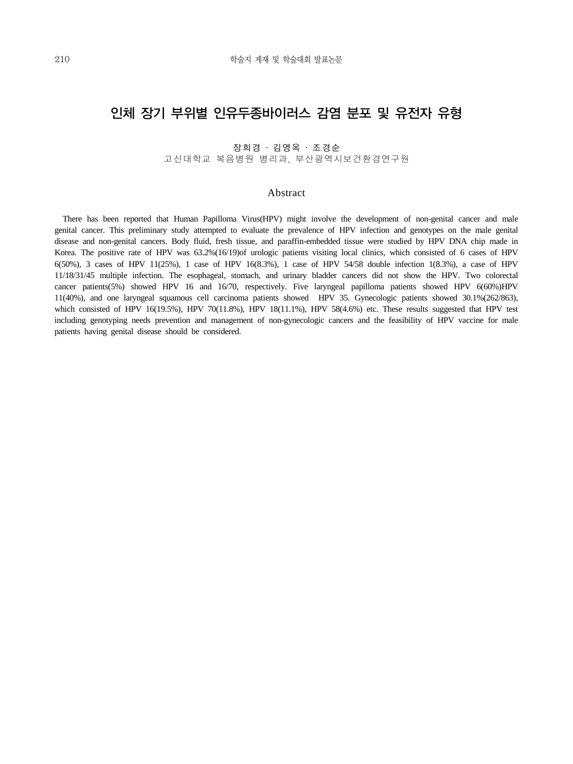# 인체 장기 부위별 인유두종바이러스 감염 분포 및 유전자 유형

장희경 · 김영옥 · 조경순

고신대학교 복음병원 병리과, 부산광역시보건환경연구원

## Abstract

There has been reported that Human Papilloma Virus(HPV) might involve the development of non-genital cancer and male genital cancer. This preliminary study attempted to evaluate the prevalence of HPV infection and genotypes on the male genital disease and non-genital cancers. Body fluid, fresh tissue, and paraffin-embedded tissue were studied by HPV DNA chip made in Korea. The positive rate of HPV was 63.2%(16/19)of urologic patients visiting local clinics, which consisted of 6 cases of HPV 6(50%), 3 cases of HPV 11(25%), 1 case of HPV 16(8.3%), 1 case of HPV 54/58 double infection 1(8.3%), a case of HPV 11/18/31/45 multiple infection. The esophageal, stomach, and urinary bladder cancers did not show the HPV. Two colorectal cancer patients(5%) showed HPV 16 and 16/70, respectively. Five laryngeal papilloma patients showed HPV 6(60%)HPV 11(40%), and one laryngeal squamous cell carcinoma patients showed HPV 35. Gynecologic patients showed 30.1%(262/863), which consisted of HPV 16(19.5%), HPV 70(11.8%), HPV 18(11.1%), HPV 58(4.6%) etc. These results suggested that HPV test including genotyping needs prevention and management of non-gynecologic cancers and the feasibility of HPV vaccine for male patients having genital disease should be considered.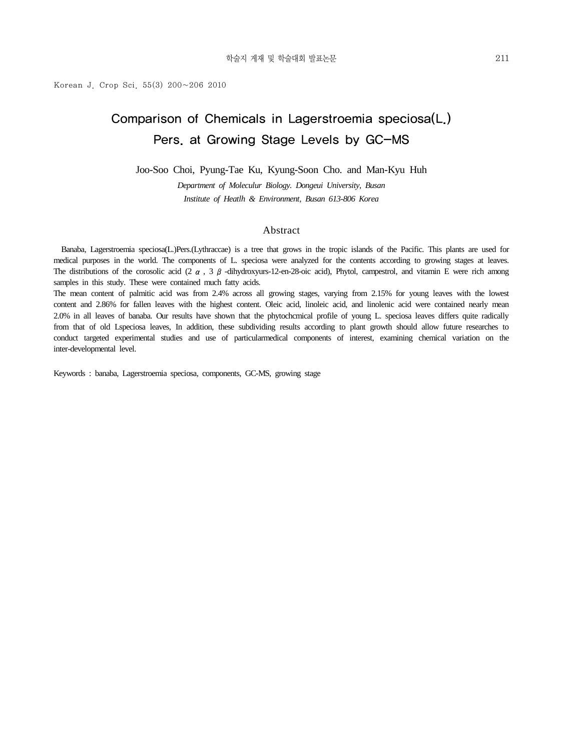Korean J. Crop Sci. 55(3) 200~206 2010

# Comparison of Chemicals in Lagerstroemia speciosa(L.) Pers. at Growing Stage Levels by GC-MS

Joo-Soo Choi, Pyung-Tae Ku, Kyung-Soon Cho. and Man-Kyu Huh

*Department of Moleculur Biology. Dongeui University, Busan*

*Institute of Heatlh & Environment, Busan 613-806 Korea*

## Abstract

Banaba, Lagerstroemia speciosa(L.)Pers.(Lythraccae) is a tree that grows in the tropic islands of the Pacific. This plants are used for medical purposes in the world. The components of L. speciosa were analyzed for the contents according to growing stages at leaves. The distributions of the corosolic acid (2 $\alpha$ , 3 $\beta$ -dihydroxyurs-12-en-28-oic acid), Phytol, campestrol, and vitamin E were rich among samples in this study. These were contained much fatty acids.

The mean content of palmitic acid was from 2.4% across all growing stages, varying from 2.15% for young leaves with the lowest content and 2.86% for fallen leaves with the highest content. Oleic acid, linoleic acid, and linolenic acid were contained nearly mean 2.0% in all leaves of banaba. Our results have shown that the phytochcmical profile of young L. speciosa leaves differs quite radically from that of old Lspeciosa leaves, In addition, these subdividing results according to plant growth should allow future researches to conduct targeted experimental studies and use of particularmedical components of interest, examining chemical variation on the inter-developmental level.

Keywords : banaba, Lagerstroemia speciosa, components, GC-MS, growing stage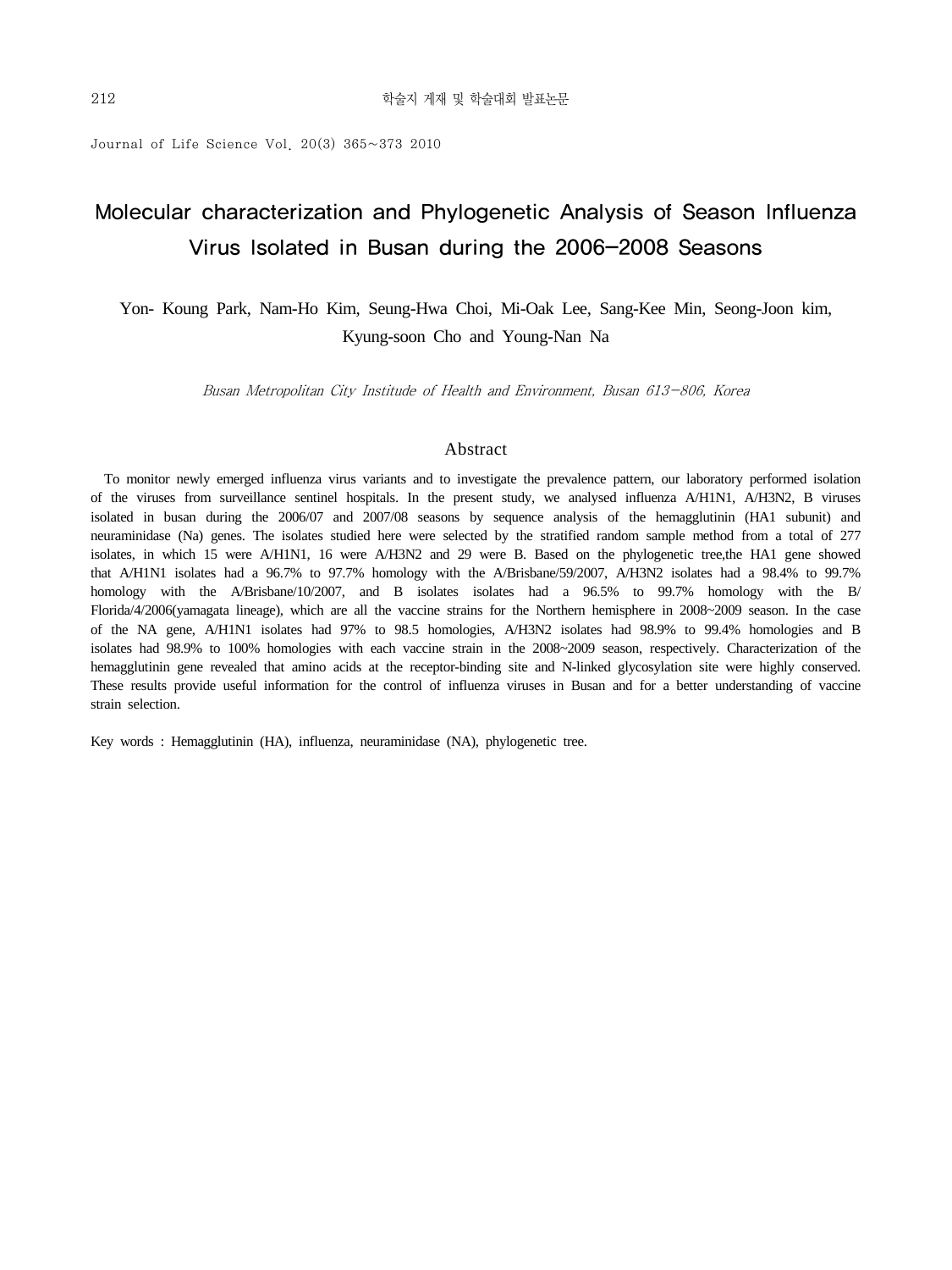Journal of Life Science Vol. 20(3) 365~373 2010

# Molecular characterization and Phylogenetic Analysis of Season Influenza Virus Isolated in Busan during the 2006–2008 Seasons

Yon- Koung Park, Nam-Ho Kim, Seung-Hwa Choi, Mi-Oak Lee, Sang-Kee Min, Seong-Joon kim, Kyung-soon Cho and Young-Nan Na

*Busan Metropolitan City Institude of Health and Environment, Busan 613-806, Korea*

## Abstract

To monitor newly emerged influenza virus variants and to investigate the prevalence pattern, our laboratory performed isolation of the viruses from surveillance sentinel hospitals. In the present study, we analysed influenza A/H1N1, A/H3N2, B viruses isolated in busan during the 2006/07 and 2007/08 seasons by sequence analysis of the hemagglutinin (HA1 subunit) and neuraminidase (Na) genes. The isolates studied here were selected by the stratified random sample method from a total of 277 isolates, in which 15 were A/H1N1, 16 were A/H3N2 and 29 were B. Based on the phylogenetic tree,the HA1 gene showed that A/H1N1 isolates had a 96.7% to 97.7% homology with the A/Brisbane/59/2007, A/H3N2 isolates had a 98.4% to 99.7% homology with the A/Brisbane/10/2007, and B isolates isolates had a 96.5% to 99.7% homology with the B/ Florida/4/2006(yamagata lineage), which are all the vaccine strains for the Northern hemisphere in 2008~2009 season. In the case of the NA gene, A/H1N1 isolates had 97% to 98.5 homologies, A/H3N2 isolates had 98.9% to 99.4% homologies and B isolates had 98.9% to 100% homologies with each vaccine strain in the 2008~2009 season, respectively. Characterization of the hemagglutinin gene revealed that amino acids at the receptor-binding site and N-linked glycosylation site were highly conserved. These results provide useful information for the control of influenza viruses in Busan and for a better understanding of vaccine strain selection.

Key words : Hemagglutinin (HA), influenza, neuraminidase (NA), phylogenetic tree.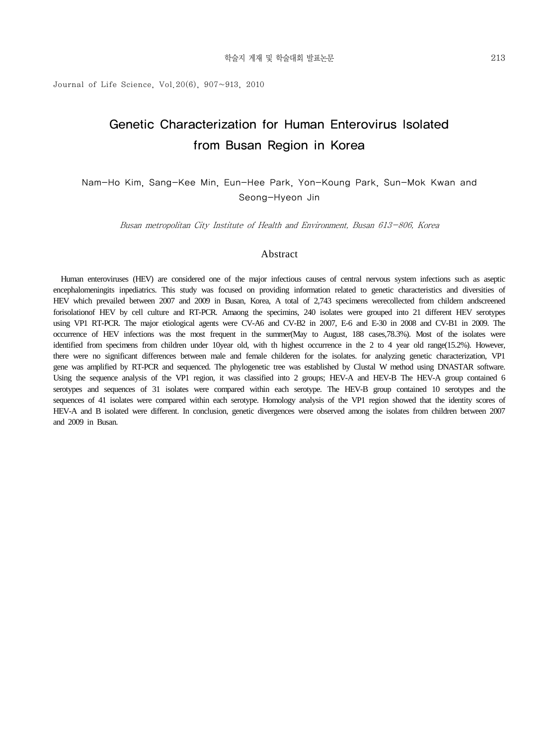Journal of Life Science, Vol.20(6), 907~913, 2010

# Genetic Characterization for Human Enterovirus Isolated from Busan Region in Korea

Nam-Ho Kim, Sang-Kee Min, Eun-Hee Park, Yon-Koung Park, Sun-Mok Kwan and Seong-Hyeon Jin

*Busan metropolitan City Institute of Health and Environment, Busan 613-806, Korea*

## Abstract

Human enteroviruses (HEV) are considered one of the major infectious causes of central nervous system infections such as aseptic encephalomeningits inpediatrics. This study was focused on providing information related to genetic characteristics and diversities of HEV which prevailed between 2007 and 2009 in Busan, Korea, A total of 2,743 specimens werecollected from childern andscreened forisolationof HEV by cell culture and RT-PCR. Amaong the specimins, 240 isolates were grouped into 21 different HEV serotypes using VP1 RT-PCR. The major etiological agents were CV-A6 and CV-B2 in 2007, E-6 and E-30 in 2008 and CV-B1 in 2009. The occurrence of HEV infections was the most frequent in the summer(May to August, 188 cases,78.3%). Most of the isolates were identified from specimens from children under 10year old, with th highest occurrence in the 2 to 4 year old range(15.2%). However, there were no significant differences between male and female childeren for the isolates. for analyzing genetic characterization, VP1 gene was amplified by RT-PCR and sequenced. The phylogenetic tree was established by Clustal W method using DNASTAR software. Using the sequence analysis of the VP1 region, it was classified into 2 groups; HEV-A and HEV-B The HEV-A group contained 6 serotypes and sequences of 31 isolates were compared within each serotype. The HEV-B group contained 10 serotypes and the sequences of 41 isolates were compared within each serotype. Homology analysis of the VP1 region showed that the identity scores of HEV-A and B isolated were different. In conclusion, genetic divergences were observed among the isolates from children between 2007 and 2009 in Busan.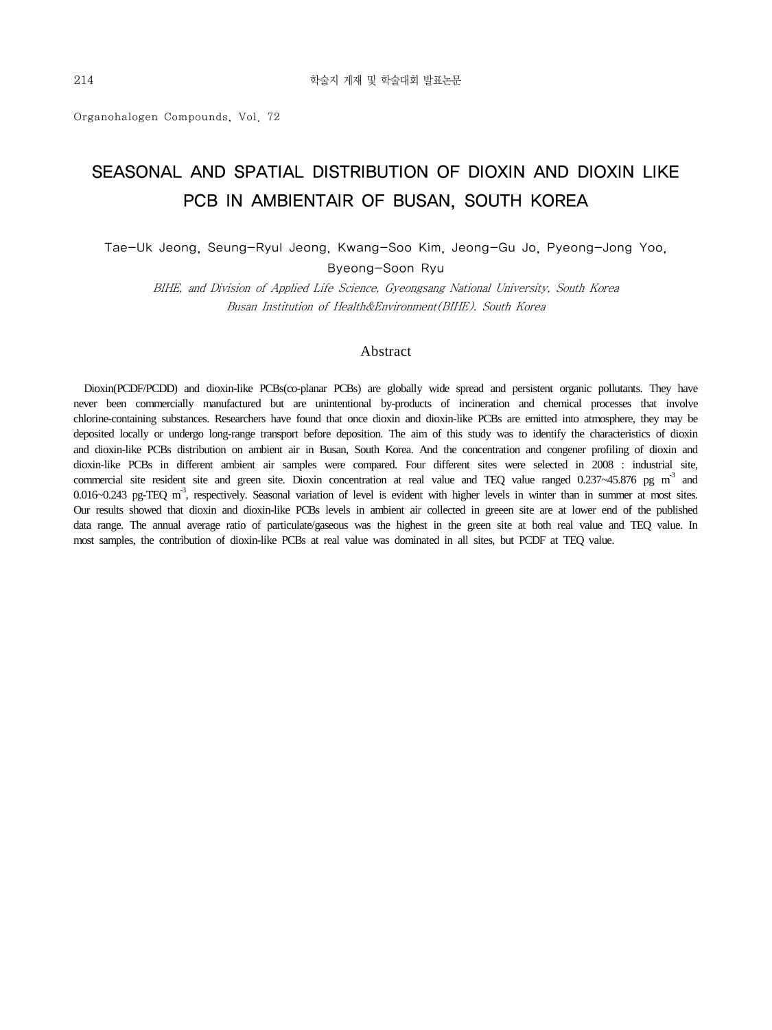Organohalogen Compounds, Vol. 72

# SEASONAL AND SPATIAL DISTRIBUTION OF DIOXIN AND DIOXIN LIKE PCB IN AMBIENTAIR OF BUSAN, SOUTH KOREA

Tae-Uk Jeong, Seung-Ryul Jeong, Kwang-Soo Kim, Jeong-Gu Jo, Pyeong-Jong Yoo, Byeong-Soon Ryu

*BIHE, and Division of Applied Life Science, Gyeongsang National University, South Korea*

*Busan Institution of Health&Environment(BIHE). South Korea*

## Abstract

Dioxin(PCDF/PCDD) and dioxin-like PCBs(co-planar PCBs) are globally wide spread and persistent organic pollutants. They have never been commercially manufactured but are unintentional by-products of incineration and chemical processes that involve chlorine-containing substances. Researchers have found that once dioxin and dioxin-like PCBs are emitted into atmosphere, they may be deposited locally or undergo long-range transport before deposition. The aim of this study was to identify the characteristics of dioxin and dioxin-like PCBs distribution on ambient air in Busan, South Korea. And the concentration and congener profiling of dioxin and dioxin-like PCBs in different ambient air samples were compared. Four different sites were selected in 2008 : industrial site, commercial site resident site and green site. Dioxin concentration at real value and TEQ value ranged 0.237~45.876 pg $m^{-3}$ and 0.016~0.243 pg-TEQ $m^{-3}$, respectively. Seasonal variation of level is evident with higher levels in winter than in summer at most sites. Our results showed that dioxin and dioxin-like PCBs levels in ambient air collected in greeen site are at lower end of the published data range. The annual average ratio of particulate/gaseous was the highest in the green site at both real value and TEQ value. In most samples, the contribution of dioxin-like PCBs at real value was dominated in all sites, but PCDF at TEQ value.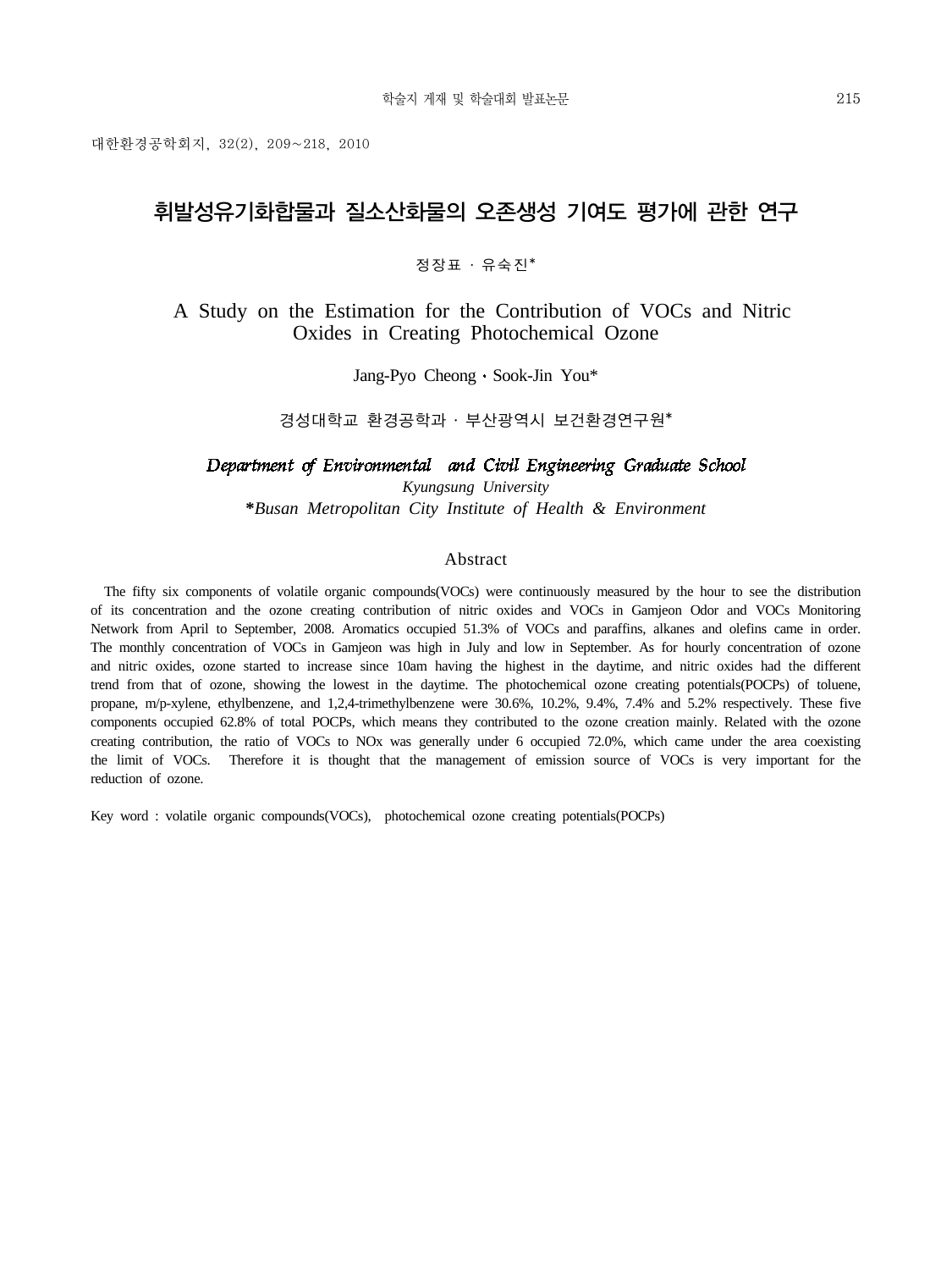대한환경공학회지, 32(2), 209~218, 2010

# 휘발성유기화합물과 질소산화물의 오존생성 기여도 평가에 관한 연구

정장표 · 유숙진*

## A Study on the Estimation for the Contribution of VOCs and Nitric Oxides in Creating Photochemical Ozone

Jang-Pyo Cheong · Sook-Jin You*

경성대학교 환경공학과 · 부산광역시 보건환경연구원*

*Department of Environmental and Civil Engineering Graduate School*
*Kyungsung University*
*\*Busan Metropolitan City Institute of Health & Environment*

### Abstract

The fifty six components of volatile organic compounds(VOCs) were continuously measured by the hour to see the distribution of its concentration and the ozone creating contribution of nitric oxides and VOCs in Gamjeon Odor and VOCs Monitoring Network from April to September, 2008. Aromatics occupied 51.3% of VOCs and paraffins, alkanes and olefins came in order. The monthly concentration of VOCs in Gamjeon was high in July and low in September. As for hourly concentration of ozone and nitric oxides, ozone started to increase since 10am having the highest in the daytime, and nitric oxides had the different trend from that of ozone, showing the lowest in the daytime. The photochemical ozone creating potentials(POCPs) of toluene, propane, m/p-xylene, ethylbenzene, and 1,2,4-trimethylbenzene were 30.6%, 10.2%, 9.4%, 7.4% and 5.2% respectively. These five components occupied 62.8% of total POCPs, which means they contributed to the ozone creation mainly. Related with the ozone creating contribution, the ratio of VOCs to NOx was generally under 6 occupied 72.0%, which came under the area coexisting the limit of VOCs. Therefore it is thought that the management of emission source of VOCs is very important for the reduction of ozone.

Key word : volatile organic compounds(VOCs), photochemical ozone creating potentials(POCPs)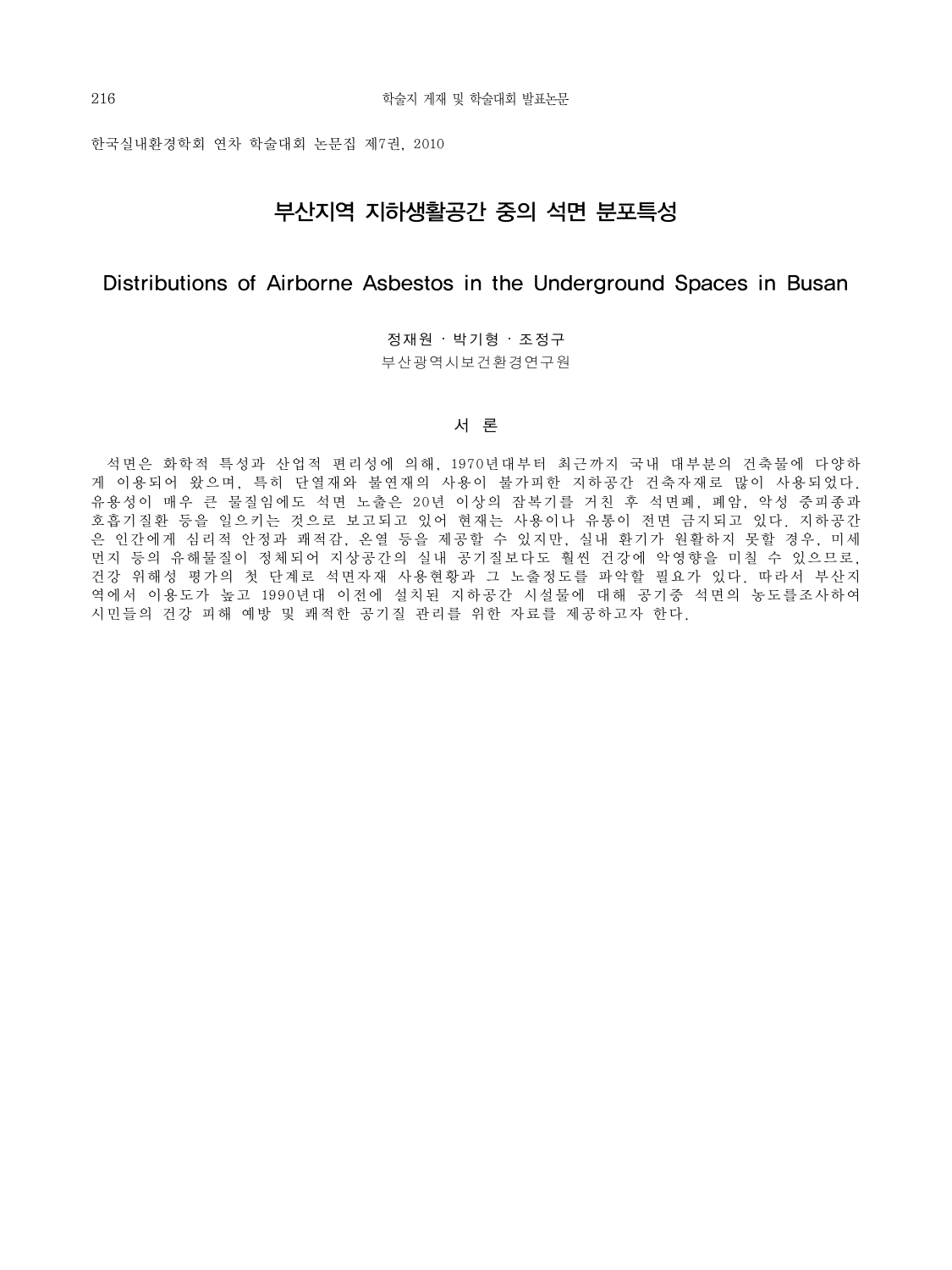한국실내환경학회 연차 학술대회 논문집 제7권, 2010

# 부산지역 지하생활공간 중의 석면 분포특성

# Distributions of Airborne Asbestos in the Underground Spaces in Busan

정재원 · 박기형 · 조정구

부산광역시보건환경연구원

## 서 론

석면은 화학적 특성과 산업적 편리성에 의해, 1970년대부터 최근까지 국내 대부분의 건축물에 다양하게 이용되어 왔으며, 특히 단열재와 불연재의 사용이 불가피한 지하공간 건축자재로 많이 사용되었다. 유용성이 매우 큰 물질임에도 석면 노출은 20년 이상의 잠복기를 거친 후 석면폐, 폐암, 악성 중피종과 호흡기질환 등을 일으키는 것으로 보고되고 있어 현재는 사용이나 유통이 전면 금지되고 있다. 지하공간은 인간에게 심리적 안정과 쾌적감, 온열 등을 제공할 수 있지만, 실내 환기가 원활하지 못할 경우, 미세먼지 등의 유해물질이 정체되어 지상공간의 실내 공기질보다도 훨씬 건강에 악영향을 미칠 수 있으므로, 건강 위해성 평가의 첫 단계로 석면자재 사용현황과 그 노출정도를 파악할 필요가 있다. 따라서 부산지역에서 이용도가 높고 1990년대 이전에 설치된 지하공간 시설물에 대해 공기중 석면의 농도를조사하여 시민들의 건강 피해 예방 및 쾌적한 공기질 관리를 위한 자료를 제공하고자 한다.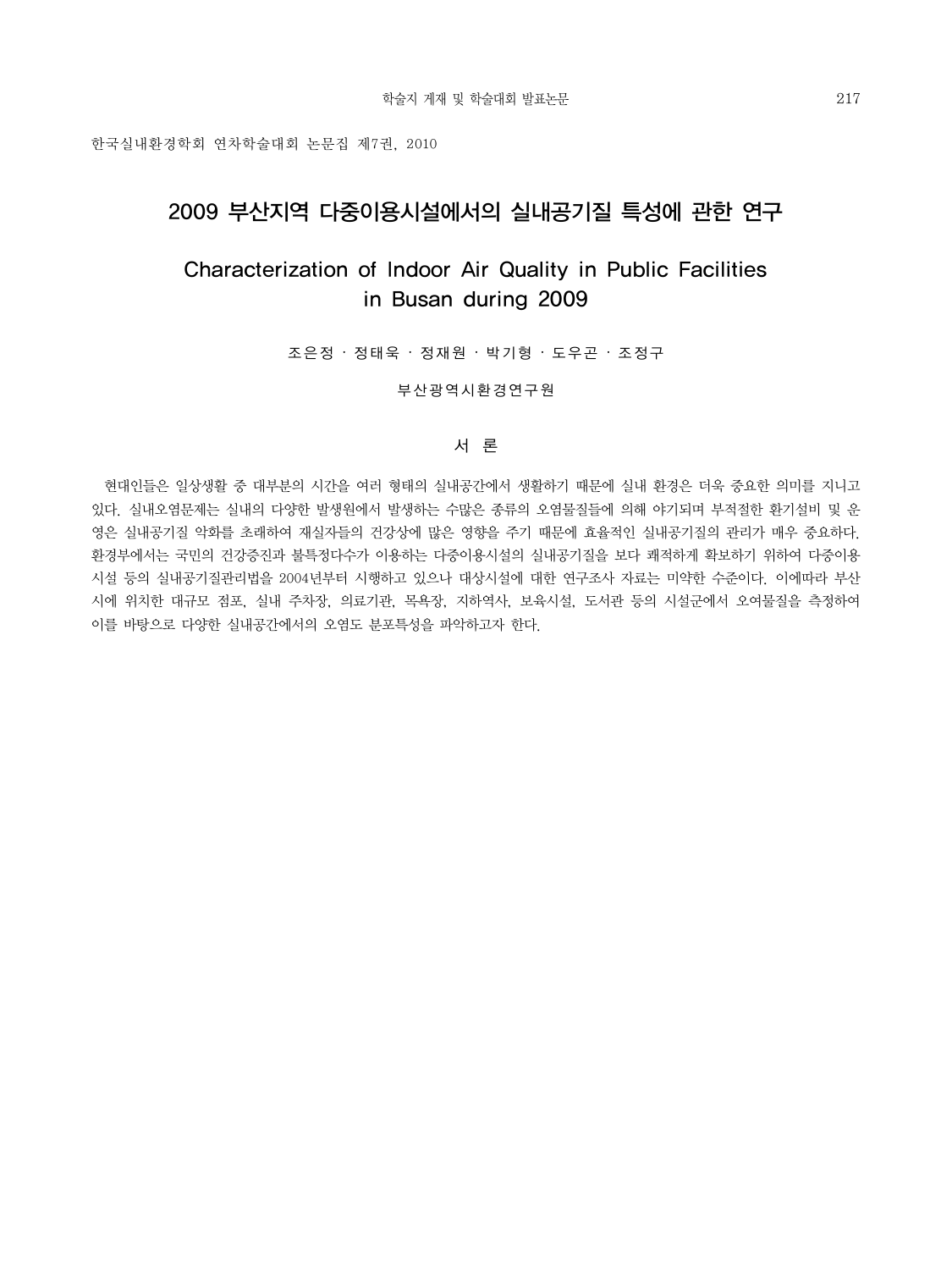# 2009 부산지역 다중이용시설에서의 실내공기질 특성에 관한 연구

## Characterization of Indoor Air Quality in Public Facilities in Busan during 2009

조은정 · 정태욱 · 정재원 · 박기형 · 도우곤 · 조정구

부산광역시환경연구원

## 서 론

현대인들은 일상생활 중 대부분의 시간을 여러 형태의 실내공간에서 생활하기 때문에 실내 환경은 더욱 중요한 의미를 지니고 있다. 실내오염문제는 실내의 다양한 발생원에서 발생하는 수많은 종류의 오염물질들에 의해 야기되며 부적절한 환기설비 및 운영은 실내공기질 악화를 초래하여 재실자들의 건강상에 많은 영향을 주기 때문에 효율적인 실내공기질의 관리가 매우 중요하다. 환경부에서는 국민의 건강증진과 불특정다수가 이용하는 다중이용시설의 실내공기질을 보다 쾌적하게 확보하기 위하여 다중이용시설 등의 실내공기질관리법을 2004년부터 시행하고 있으나 대상시설에 대한 연구조사 자료는 미약한 수준이다. 이에따라 부산시에 위치한 대규모 점포, 실내 주차장, 의료기관, 목욕장, 지하역사, 보육시설, 도서관 등의 시설군에서 오여물질을 측정하여 이를 바탕으로 다양한 실내공간에서의 오염도 분포특성을 파악하고자 한다.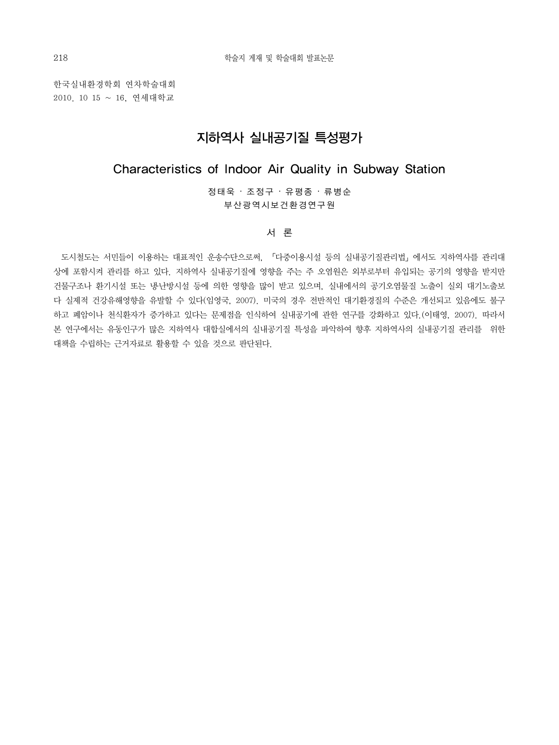한국실내환경학회 연차학술대회
2010. 10 15 ~ 16, 연세대학교

# 지하역사 실내공기질 특성평가

## Characteristics of Indoor Air Quality in Subway Station

정태욱 · 조정구 · 유평종 · 류병순
부산광역시보건환경연구원

### 서 론

도시철도는 서민들이 이용하는 대표적인 운송수단으로써, 「다중이용시설 등의 실내공기질관리법」에서도 지하역사를 관리대상에 포함시켜 관리를 하고 있다. 지하역사 실내공기질에 영향을 주는 주 오염원은 외부로부터 유입되는 공기의 영향을 받지만 건물구조나 환기시설 또는 냉·난방시설 등에 의한 영향을 많이 받고 있으며, 실내에서의 공기오염물질 노출이 실외 대기노출보다 실제적 건강유해영향을 유발할 수 있다(임영국, 2007). 미국의 경우 전반적인 대기환경질의 수준은 개선되고 있음에도 불구하고 폐암이나 천식환자가 증가하고 있다는 문제점을 인식하여 실내공기에 관한 연구를 강화하고 있다.(이태영, 2007). 따라서 본 연구에서는 유동인구가 많은 지하역사 대합실에서의 실내공기질 특성을 파악하여 향후 지하역사의 실내공기질 관리를 위한 대책을 수립하는 근거자료로 활용할 수 있을 것으로 판단된다.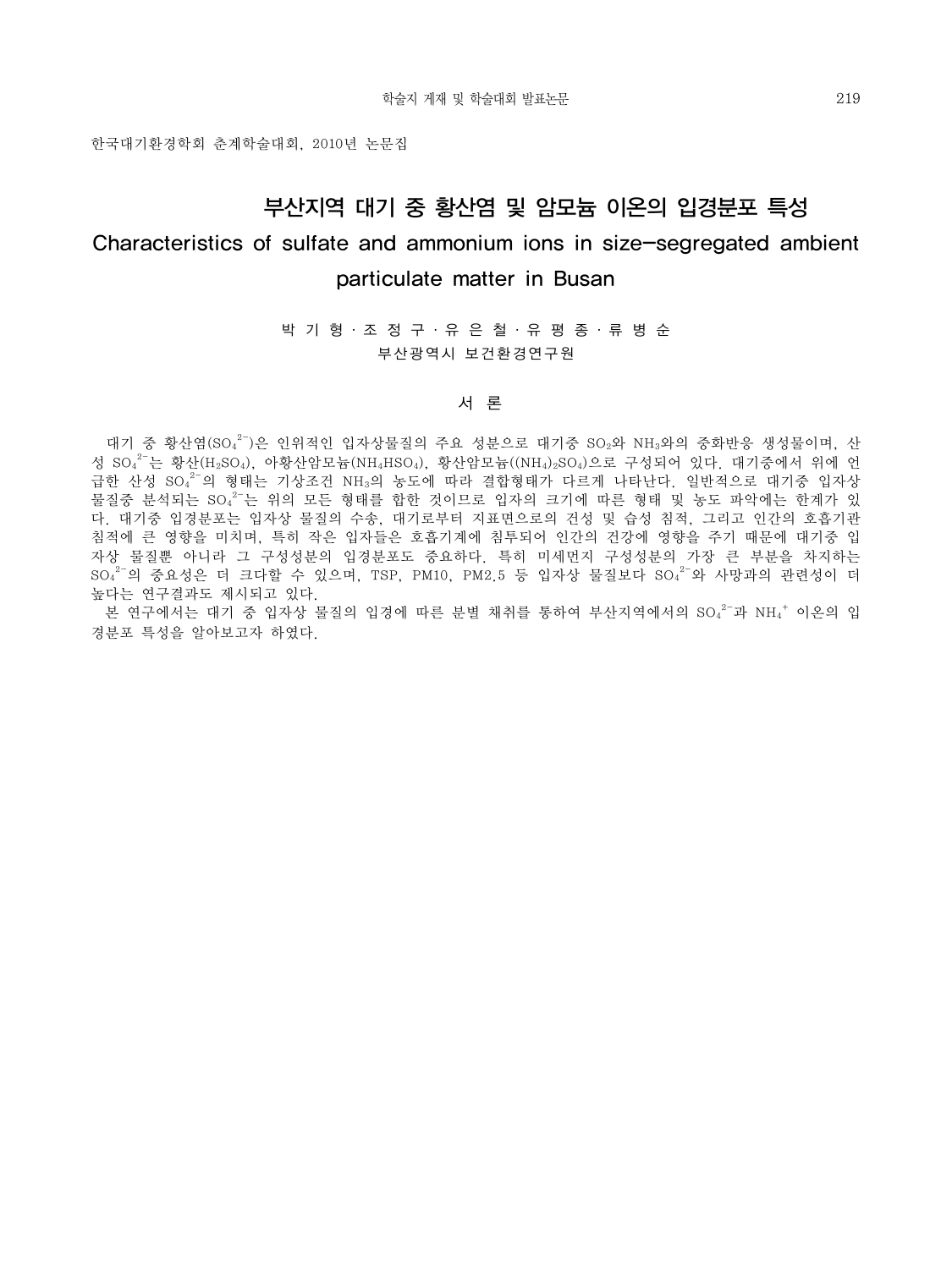한국대기환경학회 춘계학술대회, 2010년 논문집

# 부산지역 대기 중 황산염 및 암모늄 이온의 입경분포 특성

# Characteristics of sulfate and ammonium ions in size-segregated ambient particulate matter in Busan

박 기 형 · 조 정 구 · 유 은 철 · 유 평 종 · 류 병 순

부산광역시 보건환경연구원

## 서 론

대기 중 황산염($SO_4^{2-}$)은 인위적인 입자상물질의 주요 성분으로 대기중 $SO_2$와 $NH_3$와의 중화반응 생성물이며, 산성 $SO_4^{2-}$는 황산($H_2SO_4$), 아황산암모늄($NH_4HSO_4$), 황산암모늄($(NH_4)_2SO_4$)으로 구성되어 있다. 대기중에서 위에 언급한 산성 $SO_4^{2-}$의 형태는 기상조건 $NH_3$의 농도에 따라 결합형태가 다르게 나타난다. 일반적으로 대기중 입자상 물질중 분석되는 $SO_4^{2-}$는 위의 모든 형태를 합한 것이므로 입자의 크기에 따른 형태 및 농도 파악에는 한계가 있다. 대기중 입경분포는 입자상 물질의 수송, 대기로부터 지표면으로의 건성 및 습성 침적, 그리고 인간의 호흡기관 침적에 큰 영향을 미치며, 특히 작은 입자들은 호흡기계에 침투되어 인간의 건강에 영향을 주기 때문에 대기중 입자상 물질뿐 아니라 그 구성성분의 입경분포도 중요하다. 특히 미세먼지 구성성분의 가장 큰 부분을 차지하는 $SO_4^{2-}$의 중요성은 더 크다할 수 있으며, TSP, PM10, PM2.5 등 입자상 물질보다 $SO_4^{2-}$와 사망과의 관련성이 더 높다는 연구결과도 제시되고 있다.

본 연구에서는 대기 중 입자상 물질의 입경에 따른 분별 채취를 통하여 부산지역에서의 $SO_4^{2-}$과 $NH_4^+$ 이온의 입경분포 특성을 알아보고자 하였다.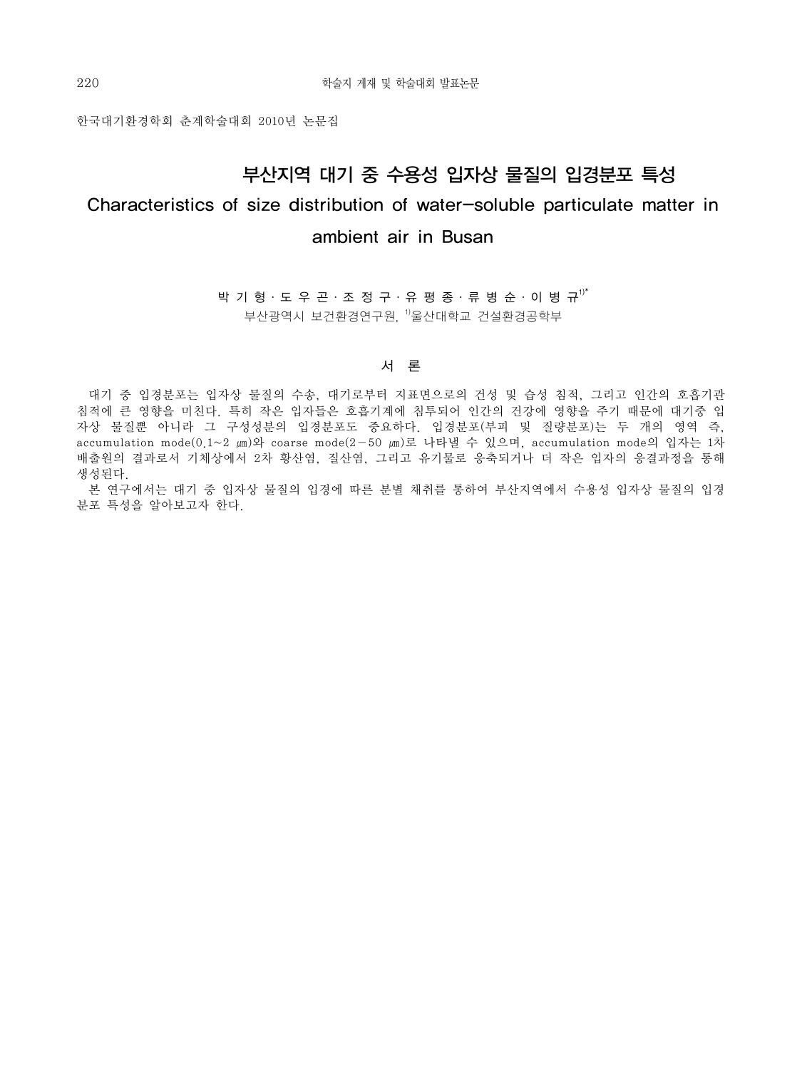한국대기환경학회 춘계학술대회 2010년 논문집

# 부산지역 대기 중 수용성 입자상 물질의 입경분포 특성

# Characteristics of size distribution of water-soluble particulate matter in ambient air in Busan

박 기 형 · 도 우 곤 · 조 정 구 · 유 평 종 · 류 병 순 · 이 병 규[1)*]

부산광역시 보건환경연구원, [1)]울산대학교 건설환경공학부

## 서 론

대기 중 입경분포는 입자상 물질의 수송, 대기로부터 지표면으로의 건성 및 습성 침적, 그리고 인간의 호흡기관 침적에 큰 영향을 미친다. 특히 작은 입자들은 호흡기계에 침투되어 인간의 건강에 영향을 주기 때문에 대기중 입자상 물질뿐 아니라 그 구성성분의 입경분포도 중요하다. 입경분포(부피 및 질량분포)는 두 개의 영역 즉, accumulation mode(0.1~2 ㎛)와 coarse mode(2-50 ㎛)로 나타낼 수 있으며, accumulation mode의 입자는 1차 배출원의 결과로서 기체상에서 2차 황산염, 질산염, 그리고 유기물로 응축되거나 더 작은 입자의 응결과정을 통해 생성된다.

본 연구에서는 대기 중 입자상 물질의 입경에 따른 분별 채취를 통하여 부산지역에서 수용성 입자상 물질의 입경분포 특성을 알아보고자 한다.